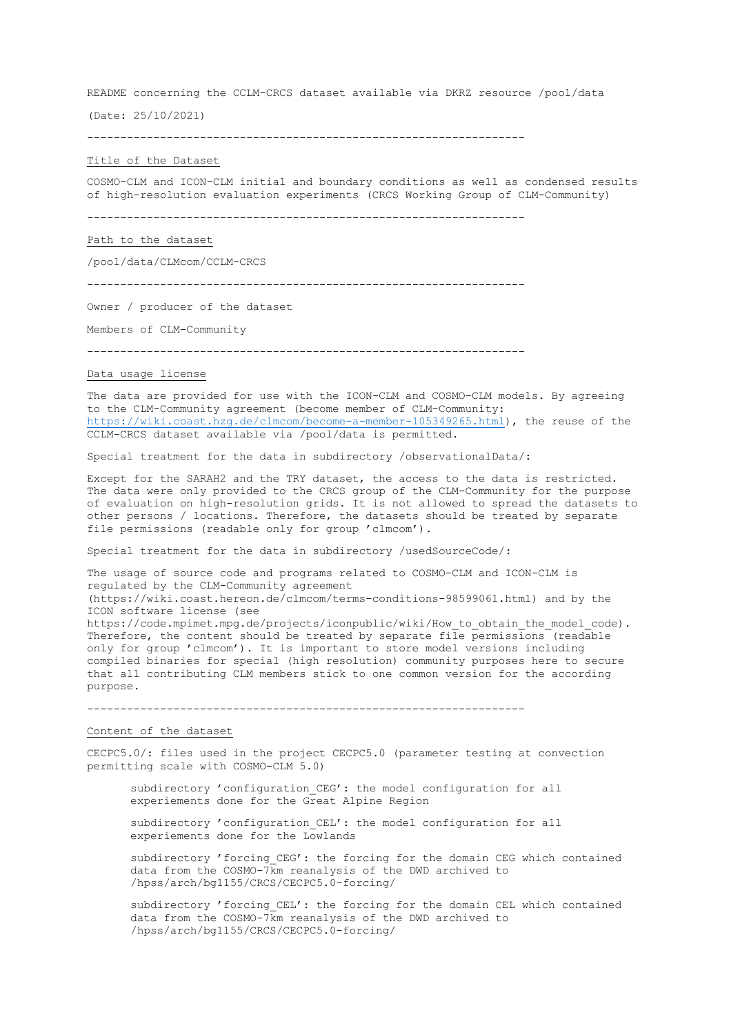README concerning the CCLM-CRCS dataset available via DKRZ resource /pool/data

(Date: 25/10/2021)

---

## Title of the Dataset

COSMO-CLM and ICON-CLM initial and boundary conditions as well as condensed results of high-resolution evaluation experiments (CRCS Working Group of CLM-Community)

---

## Path to the dataset

/pool/data/CLMcom/CCLM-CRCS

---

Owner / producer of the dataset

Members of CLM-Community

---

## Data usage license

The data are provided for use with the ICON-CLM and COSMO-CLM models. By agreeing to the CLM-Community agreement (become member of CLM-Community: https://wiki.coast.hzg.de/clmcom/become-a-member-105349265.html), the reuse of the CCLM-CRCS dataset available via /pool/data is permitted.

Special treatment for the data in subdirectory /observationalData/:

Except for the SARAH2 and the TRY dataset, the access to the data is restricted. The data were only provided to the CRCS group of the CLM-Community for the purpose of evaluation on high-resolution grids. It is not allowed to spread the datasets to other persons / locations. Therefore, the datasets should be treated by separate file permissions (readable only for group 'clmcom').

Special treatment for the data in subdirectory /usedSourceCode/:

The usage of source code and programs related to COSMO-CLM and ICON-CLM is regulated by the CLM-Community agreement (https://wiki.coast.hereon.de/clmcom/terms-conditions-98599061.html) and by the ICON software license (see https://code.mpimet.mpg.de/projects/iconpublic/wiki/How_to_obtain_the_model_code). Therefore, the content should be treated by separate file permissions (readable only for group 'clmcom'). It is important to store model versions including compiled binaries for special (high resolution) community purposes here to secure that all contributing CLM members stick to one common version for the according purpose.

---

## Content of the dataset

CECPC5.0/: files used in the project CECPC5.0 (parameter testing at convection permitting scale with COSMO-CLM 5.0)

- subdirectory 'configuration_CEG': the model configuration for all experiements done for the Great Alpine Region
- subdirectory 'configuration_CEL': the model configuration for all experiements done for the Lowlands
- subdirectory 'forcing_CEG': the forcing for the domain CEG which contained data from the COSMO-7km reanalysis of the DWD archived to /hpss/arch/bg1155/CRCS/CECPC5.0-forcing/
- subdirectory 'forcing_CEL': the forcing for the domain CEL which contained data from the COSMO-7km reanalysis of the DWD archived to /hpss/arch/bg1155/CRCS/CECPC5.0-forcing/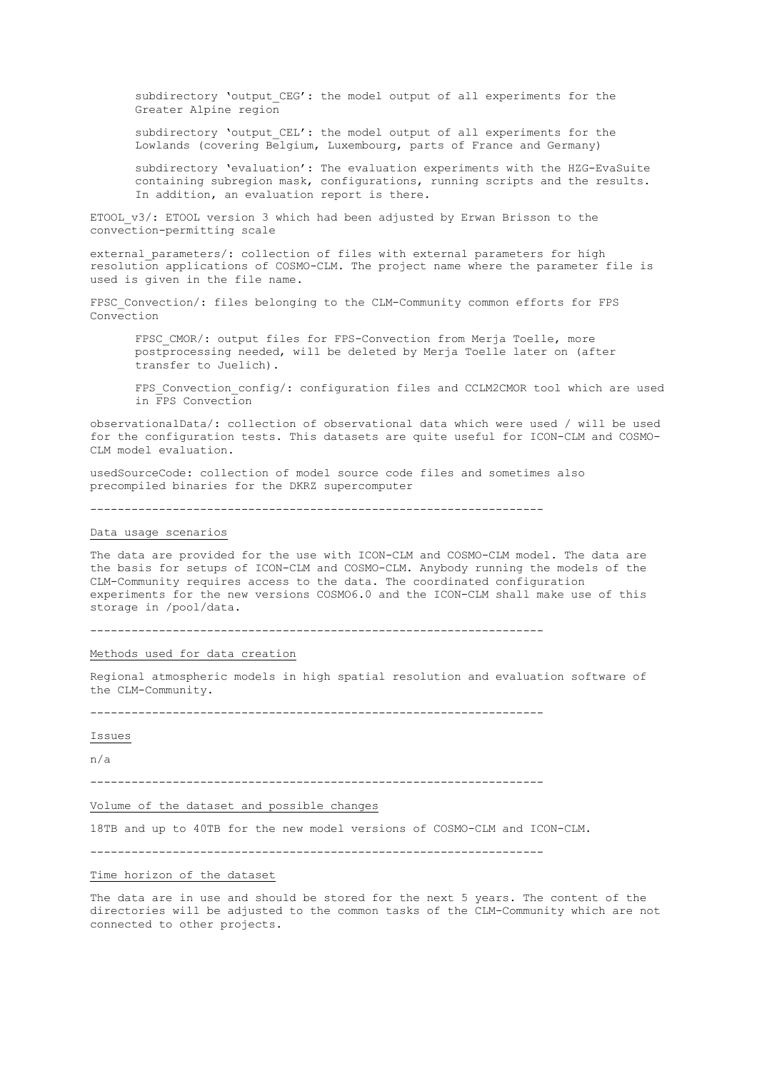subdirectory 'output_CEG': the model output of all experiments for the Greater Alpine region

subdirectory 'output_CEL': the model output of all experiments for the Lowlands (covering Belgium, Luxembourg, parts of France and Germany)

subdirectory 'evaluation': The evaluation experiments with the HZG-EvaSuite containing subregion mask, configurations, running scripts and the results. In addition, an evaluation report is there.

ETOOL_v3/: ETOOL version 3 which had been adjusted by Erwan Brisson to the convection-permitting scale

external_parameters/: collection of files with external parameters for high resolution applications of COSMO-CLM. The project name where the parameter file is used is given in the file name.

FPSC_Convection/: files belonging to the CLM-Community common efforts for FPS Convection

FPSC_CMOR/: output files for FPS-Convection from Merja Toelle, more postprocessing needed, will be deleted by Merja Toelle later on (after transfer to Juelich).

FPS_Convection_config/: configuration files and CCLM2CMOR tool which are used in FPS Convection

observationalData/: collection of observational data which were used / will be used for the configuration tests. This datasets are quite useful for ICON-CLM and COSMO-CLM model evaluation.

usedSourceCode: collection of model source code files and sometimes also precompiled binaries for the DKRZ supercomputer

-----------------------------------------------------------------

Data usage scenarios

The data are provided for the use with ICON-CLM and COSMO-CLM model. The data are the basis for setups of ICON-CLM and COSMO-CLM. Anybody running the models of the CLM-Community requires access to the data. The coordinated configuration experiments for the new versions COSMO6.0 and the ICON-CLM shall make use of this storage in /pool/data.

-----------------------------------------------------------------

Methods used for data creation

Regional atmospheric models in high spatial resolution and evaluation software of the CLM-Community.

-----------------------------------------------------------------

Issues

n/a

-----------------------------------------------------------------

Volume of the dataset and possible changes

18TB and up to 40TB for the new model versions of COSMO-CLM and ICON-CLM.

-----------------------------------------------------------------

Time horizon of the dataset

The data are in use and should be stored for the next 5 years. The content of the directories will be adjusted to the common tasks of the CLM-Community which are not connected to other projects.